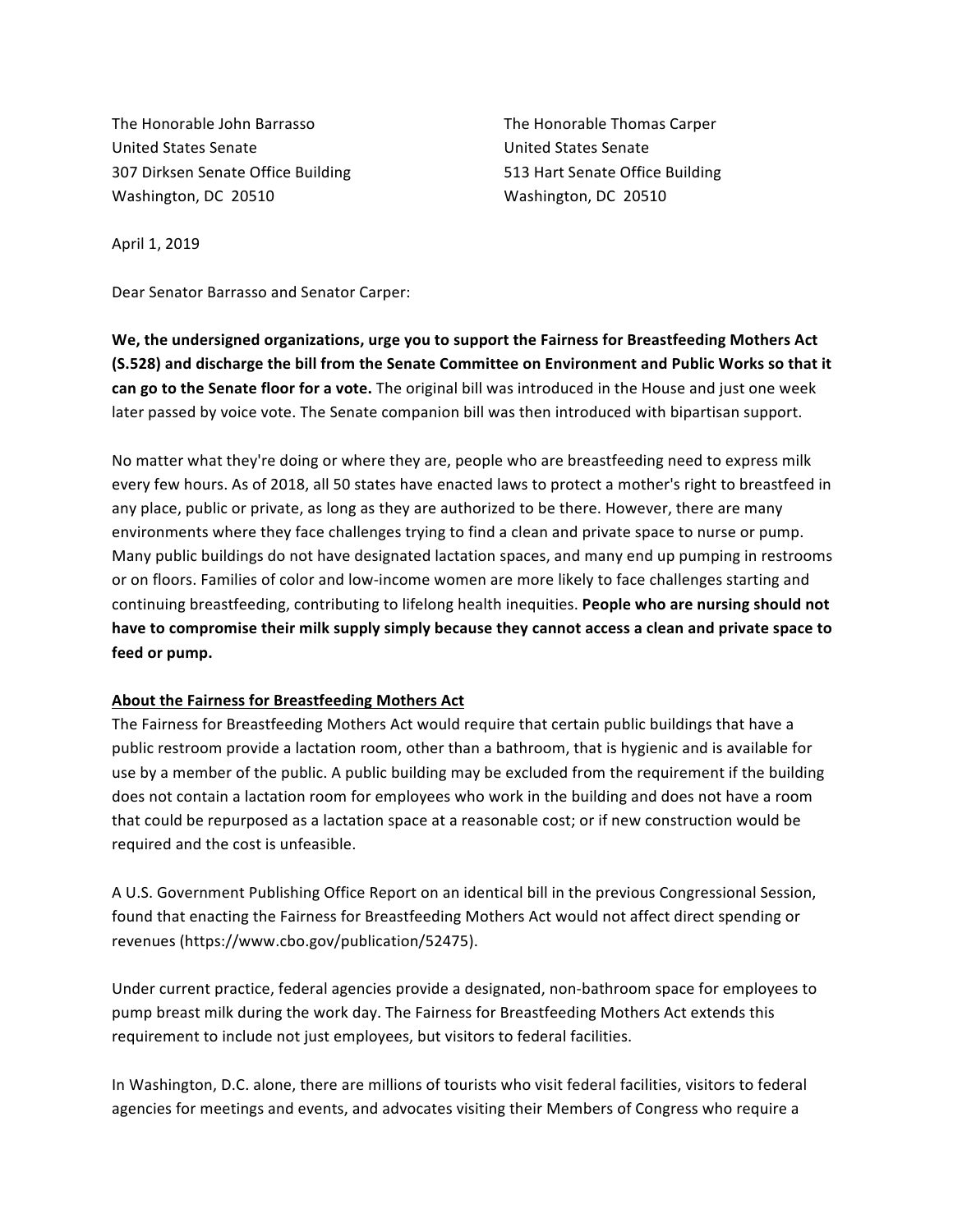The Honorable John Barrasso
United States Senate
307 Dirksen Senate Office Building
Washington, DC 20510

The Honorable Thomas Carper
United States Senate
513 Hart Senate Office Building
Washington, DC 20510

April 1, 2019

Dear Senator Barrasso and Senator Carper:

**We, the undersigned organizations, urge you to support the Fairness for Breastfeeding Mothers Act (S.528) and discharge the bill from the Senate Committee on Environment and Public Works so that it can go to the Senate floor for a vote.** The original bill was introduced in the House and just one week later passed by voice vote. The Senate companion bill was then introduced with bipartisan support.

No matter what they're doing or where they are, people who are breastfeeding need to express milk every few hours. As of 2018, all 50 states have enacted laws to protect a mother's right to breastfeed in any place, public or private, as long as they are authorized to be there. However, there are many environments where they face challenges trying to find a clean and private space to nurse or pump. Many public buildings do not have designated lactation spaces, and many end up pumping in restrooms or on floors. Families of color and low-income women are more likely to face challenges starting and continuing breastfeeding, contributing to lifelong health inequities. **People who are nursing should not have to compromise their milk supply simply because they cannot access a clean and private space to feed or pump.**

**<u>About the Fairness for Breastfeeding Mothers Act</u>**

The Fairness for Breastfeeding Mothers Act would require that certain public buildings that have a public restroom provide a lactation room, other than a bathroom, that is hygienic and is available for use by a member of the public. A public building may be excluded from the requirement if the building does not contain a lactation room for employees who work in the building and does not have a room that could be repurposed as a lactation space at a reasonable cost; or if new construction would be required and the cost is unfeasible.

A U.S. Government Publishing Office Report on an identical bill in the previous Congressional Session, found that enacting the Fairness for Breastfeeding Mothers Act would not affect direct spending or revenues (https://www.cbo.gov/publication/52475).

Under current practice, federal agencies provide a designated, non-bathroom space for employees to pump breast milk during the work day. The Fairness for Breastfeeding Mothers Act extends this requirement to include not just employees, but visitors to federal facilities.

In Washington, D.C. alone, there are millions of tourists who visit federal facilities, visitors to federal agencies for meetings and events, and advocates visiting their Members of Congress who require a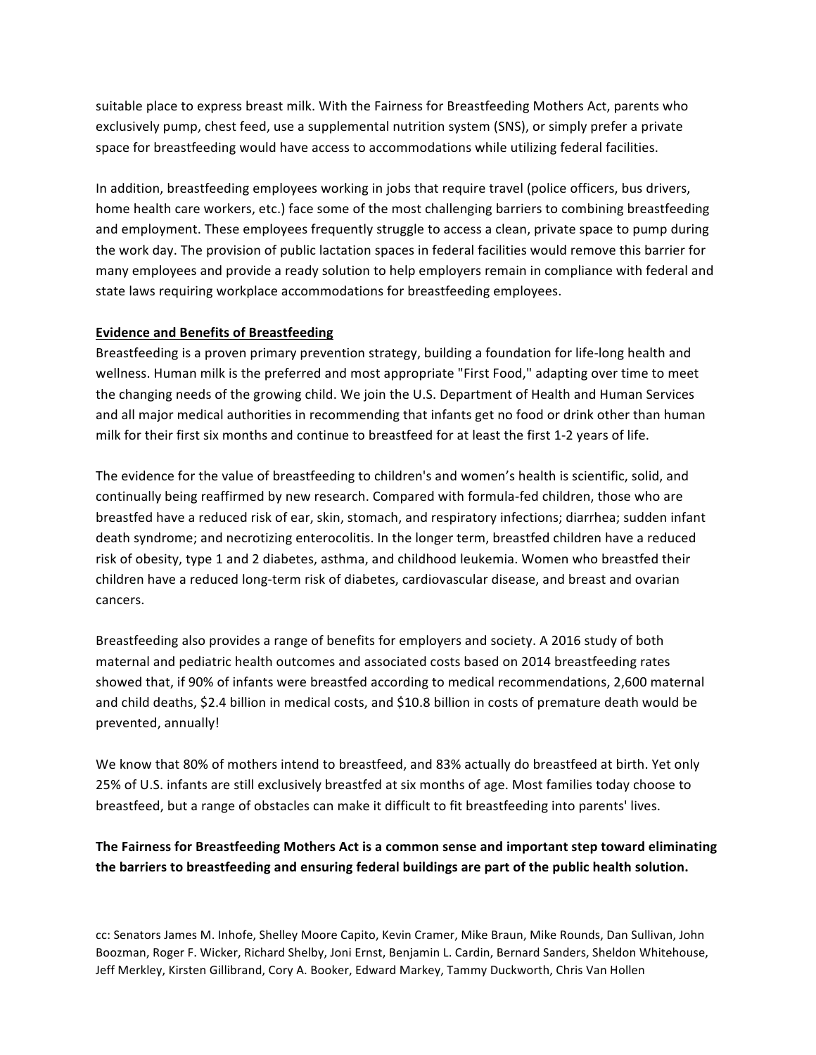suitable place to express breast milk. With the Fairness for Breastfeeding Mothers Act, parents who exclusively pump, chest feed, use a supplemental nutrition system (SNS), or simply prefer a private space for breastfeeding would have access to accommodations while utilizing federal facilities.

In addition, breastfeeding employees working in jobs that require travel (police officers, bus drivers, home health care workers, etc.) face some of the most challenging barriers to combining breastfeeding and employment. These employees frequently struggle to access a clean, private space to pump during the work day. The provision of public lactation spaces in federal facilities would remove this barrier for many employees and provide a ready solution to help employers remain in compliance with federal and state laws requiring workplace accommodations for breastfeeding employees.

**Evidence and Benefits of Breastfeeding**

Breastfeeding is a proven primary prevention strategy, building a foundation for life-long health and wellness. Human milk is the preferred and most appropriate "First Food," adapting over time to meet the changing needs of the growing child. We join the U.S. Department of Health and Human Services and all major medical authorities in recommending that infants get no food or drink other than human milk for their first six months and continue to breastfeed for at least the first 1-2 years of life.

The evidence for the value of breastfeeding to children's and women's health is scientific, solid, and continually being reaffirmed by new research. Compared with formula-fed children, those who are breastfed have a reduced risk of ear, skin, stomach, and respiratory infections; diarrhea; sudden infant death syndrome; and necrotizing enterocolitis. In the longer term, breastfed children have a reduced risk of obesity, type 1 and 2 diabetes, asthma, and childhood leukemia. Women who breastfed their children have a reduced long-term risk of diabetes, cardiovascular disease, and breast and ovarian cancers.

Breastfeeding also provides a range of benefits for employers and society. A 2016 study of both maternal and pediatric health outcomes and associated costs based on 2014 breastfeeding rates showed that, if 90% of infants were breastfed according to medical recommendations, 2,600 maternal and child deaths, $2.4 billion in medical costs, and $10.8 billion in costs of premature death would be prevented, annually!

We know that 80% of mothers intend to breastfeed, and 83% actually do breastfeed at birth. Yet only 25% of U.S. infants are still exclusively breastfed at six months of age. Most families today choose to breastfeed, but a range of obstacles can make it difficult to fit breastfeeding into parents' lives.

**The Fairness for Breastfeeding Mothers Act is a common sense and important step toward eliminating the barriers to breastfeeding and ensuring federal buildings are part of the public health solution.**

cc: Senators James M. Inhofe, Shelley Moore Capito, Kevin Cramer, Mike Braun, Mike Rounds, Dan Sullivan, John Boozman, Roger F. Wicker, Richard Shelby, Joni Ernst, Benjamin L. Cardin, Bernard Sanders, Sheldon Whitehouse, Jeff Merkley, Kirsten Gillibrand, Cory A. Booker, Edward Markey, Tammy Duckworth, Chris Van Hollen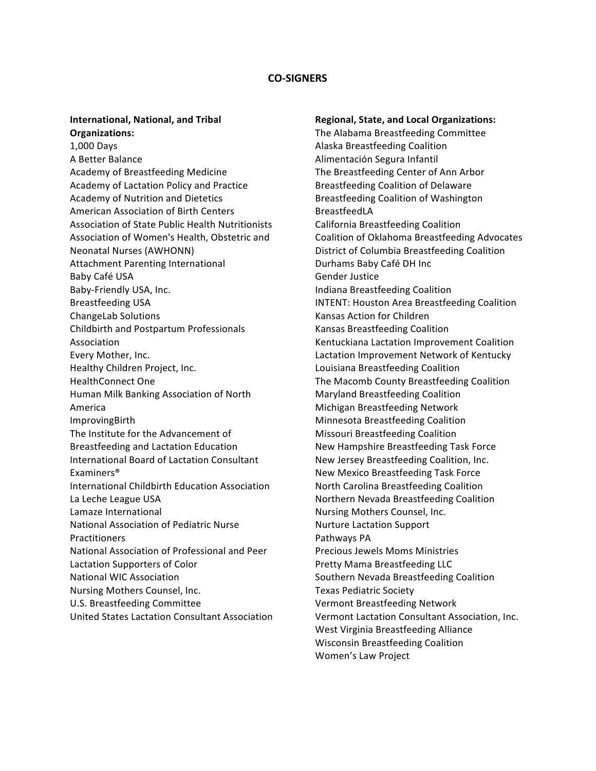## CO-SIGNERS

**International, National, and Tribal Organizations:**

1,000 Days
A Better Balance
Academy of Breastfeeding Medicine
Academy of Lactation Policy and Practice
Academy of Nutrition and Dietetics
American Association of Birth Centers
Association of State Public Health Nutritionists
Association of Women's Health, Obstetric and Neonatal Nurses (AWHONN)
Attachment Parenting International
Baby Café USA
Baby-Friendly USA, Inc.
Breastfeeding USA
ChangeLab Solutions
Childbirth and Postpartum Professionals Association
Every Mother, Inc.
Healthy Children Project, Inc.
HealthConnect One
Human Milk Banking Association of North America
ImprovingBirth
The Institute for the Advancement of Breastfeeding and Lactation Education
International Board of Lactation Consultant Examiners®
International Childbirth Education Association
La Leche League USA
Lamaze International
National Association of Pediatric Nurse Practitioners
National Association of Professional and Peer Lactation Supporters of Color
National WIC Association
Nursing Mothers Counsel, Inc.
U.S. Breastfeeding Committee
United States Lactation Consultant Association

**Regional, State, and Local Organizations:**

The Alabama Breastfeeding Committee
Alaska Breastfeeding Coalition
Alimentación Segura Infantil
The Breastfeeding Center of Ann Arbor
Breastfeeding Coalition of Delaware
Breastfeeding Coalition of Washington
BreastfeedLA
California Breastfeeding Coalition
Coalition of Oklahoma Breastfeeding Advocates
District of Columbia Breastfeeding Coalition
Durhams Baby Café DH Inc
Gender Justice
Indiana Breastfeeding Coalition
INTENT: Houston Area Breastfeeding Coalition
Kansas Action for Children
Kansas Breastfeeding Coalition
Kentuckiana Lactation Improvement Coalition
Lactation Improvement Network of Kentucky
Louisiana Breastfeeding Coalition
The Macomb County Breastfeeding Coalition
Maryland Breastfeeding Coalition
Michigan Breastfeeding Network
Minnesota Breastfeeding Coalition
Missouri Breastfeeding Coalition
New Hampshire Breastfeeding Task Force
New Jersey Breastfeeding Coalition, Inc.
New Mexico Breastfeeding Task Force
North Carolina Breastfeeding Coalition
Northern Nevada Breastfeeding Coalition
Nursing Mothers Counsel, Inc.
Nurture Lactation Support
Pathways PA
Precious Jewels Moms Ministries
Pretty Mama Breastfeeding LLC
Southern Nevada Breastfeeding Coalition
Texas Pediatric Society
Vermont Breastfeeding Network
Vermont Lactation Consultant Association, Inc.
West Virginia Breastfeeding Alliance
Wisconsin Breastfeeding Coalition
Women's Law Project